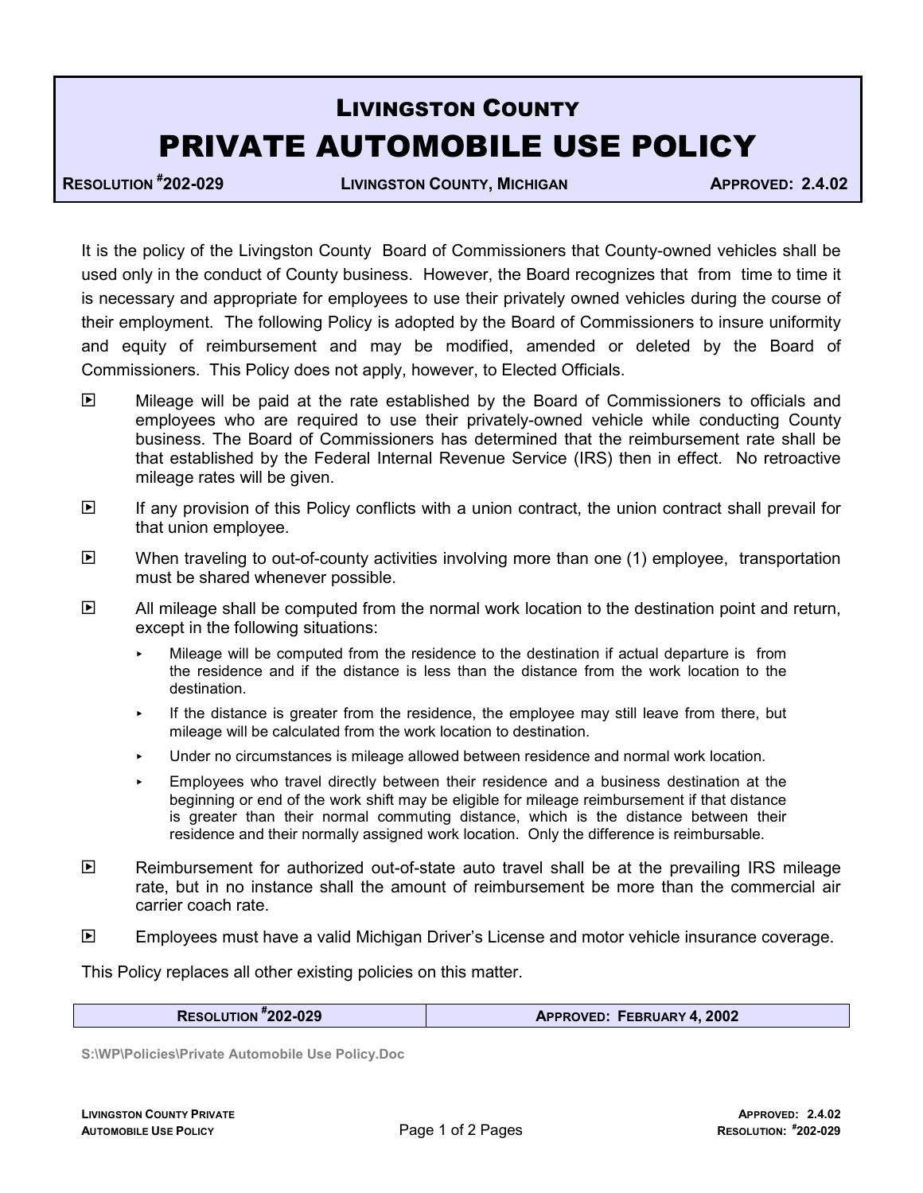# LIVINGSTON COUNTY

# PRIVATE AUTOMOBILE USE POLICY

**RESOLUTION #202-029** | **LIVINGSTON COUNTY, MICHIGAN** | **APPROVED: 2.4.02**

It is the policy of the Livingston County Board of Commissioners that County-owned vehicles shall be used only in the conduct of County business. However, the Board recognizes that from time to time it is necessary and appropriate for employees to use their privately owned vehicles during the course of their employment. The following Policy is adopted by the Board of Commissioners to insure uniformity and equity of reimbursement and may be modified, amended or deleted by the Board of Commissioners. This Policy does not apply, however, to Elected Officials.

- Mileage will be paid at the rate established by the Board of Commissioners to officials and employees who are required to use their privately-owned vehicle while conducting County business. The Board of Commissioners has determined that the reimbursement rate shall be that established by the Federal Internal Revenue Service (IRS) then in effect. No retroactive mileage rates will be given.

- If any provision of this Policy conflicts with a union contract, the union contract shall prevail for that union employee.

- When traveling to out-of-county activities involving more than one (1) employee, transportation must be shared whenever possible.

- All mileage shall be computed from the normal work location to the destination point and return, except in the following situations:
  - Mileage will be computed from the residence to the destination if actual departure is from the residence and if the distance is less than the distance from the work location to the destination.
  - If the distance is greater from the residence, the employee may still leave from there, but mileage will be calculated from the work location to destination.
  - Under no circumstances is mileage allowed between residence and normal work location.
  - Employees who travel directly between their residence and a business destination at the beginning or end of the work shift may be eligible for mileage reimbursement if that distance is greater than their normal commuting distance, which is the distance between their residence and their normally assigned work location. Only the difference is reimbursable.

- Reimbursement for authorized out-of-state auto travel shall be at the prevailing IRS mileage rate, but in no instance shall the amount of reimbursement be more than the commercial air carrier coach rate.

- Employees must have a valid Michigan Driver's License and motor vehicle insurance coverage.

This Policy replaces all other existing policies on this matter.

| RESOLUTION #202-029 | APPROVED: FEBRUARY 4, 2002 |
|---|---|

S:\WP\Policies\Private Automobile Use Policy.Doc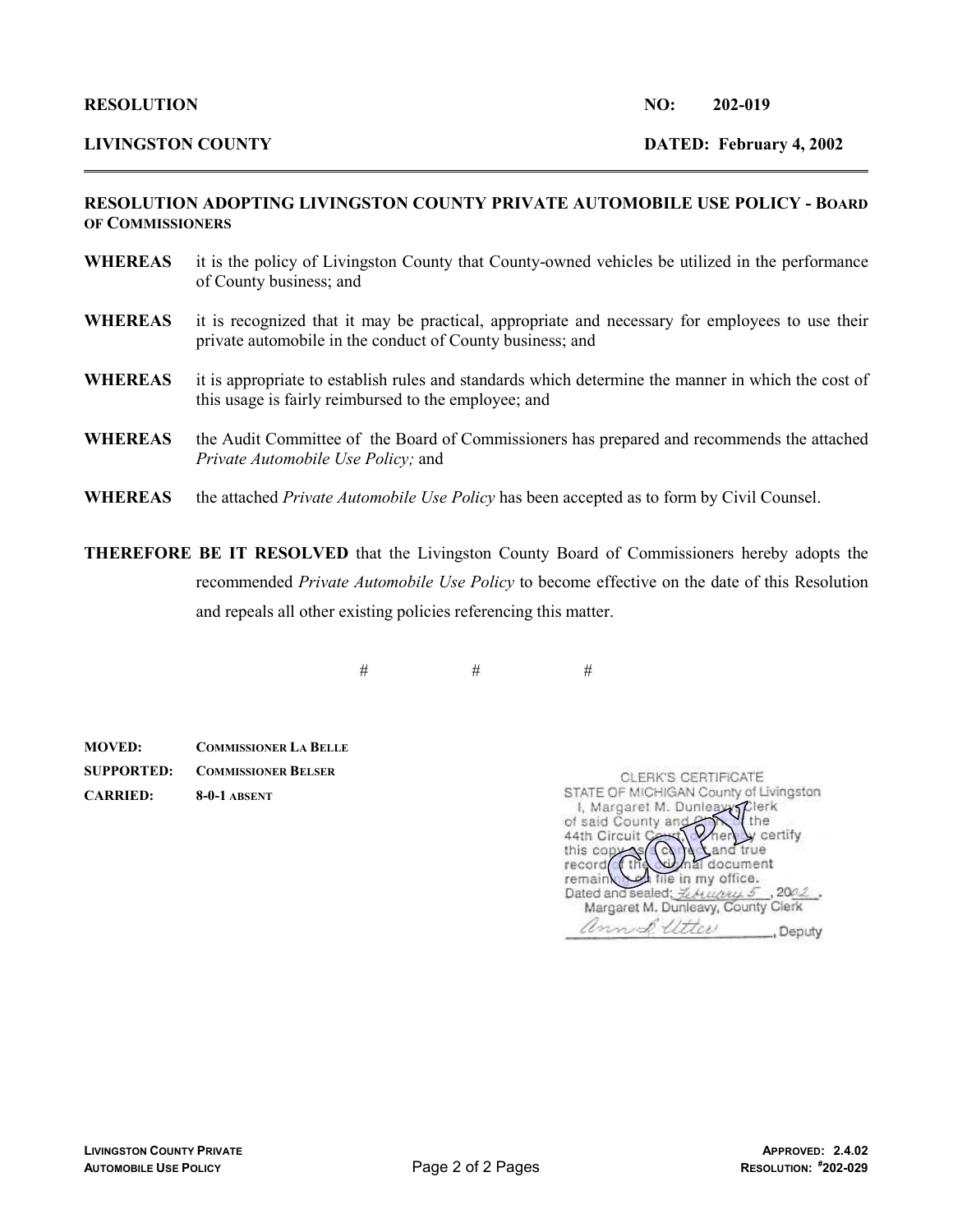**RESOLUTION** **NO: 202-019**

**LIVINGSTON COUNTY** **DATED: February 4, 2002**

---

**RESOLUTION ADOPTING LIVINGSTON COUNTY PRIVATE AUTOMOBILE USE POLICY - BOARD OF COMMISSIONERS**

**WHEREAS** it is the policy of Livingston County that County-owned vehicles be utilized in the performance of County business; and

**WHEREAS** it is recognized that it may be practical, appropriate and necessary for employees to use their private automobile in the conduct of County business; and

**WHEREAS** it is appropriate to establish rules and standards which determine the manner in which the cost of this usage is fairly reimbursed to the employee; and

**WHEREAS** the Audit Committee of the Board of Commissioners has prepared and recommends the attached *Private Automobile Use Policy;* and

**WHEREAS** the attached *Private Automobile Use Policy* has been accepted as to form by Civil Counsel.

**THEREFORE BE IT RESOLVED** that the Livingston County Board of Commissioners hereby adopts the recommended *Private Automobile Use Policy* to become effective on the date of this Resolution and repeals all other existing policies referencing this matter.

# # #

**MOVED:** **COMMISSIONER LA BELLE**
**SUPPORTED:** **COMMISSIONER BELSER**
**CARRIED:** **8-0-1 ABSENT**

CLERK'S CERTIFICATE
STATE OF MICHIGAN County of Livingston
I, Margaret M. Dunleavy, Clerk of said County and Clerk of the 44th Circuit Court, hereby certify this copy is a correct and true record of the original document remaining on file in my office.
Dated and sealed: February 5, 2002.
Margaret M. Dunleavy, County Clerk
Ann R. Utter, Deputy

COPY